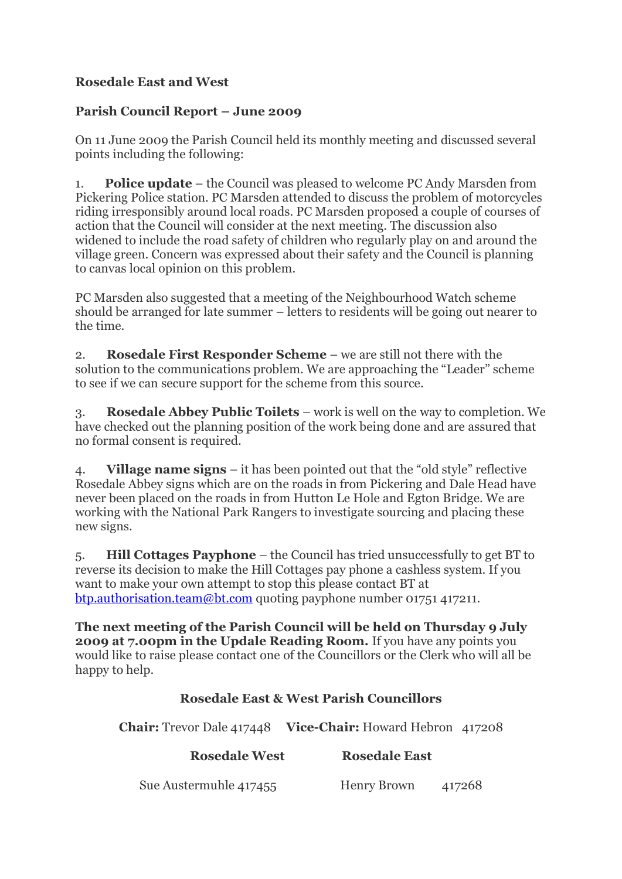**Rosedale East and West**

**Parish Council Report – June 2009**

On 11 June 2009 the Parish Council held its monthly meeting and discussed several points including the following:

1. **Police update** – the Council was pleased to welcome PC Andy Marsden from Pickering Police station. PC Marsden attended to discuss the problem of motorcycles riding irresponsibly around local roads. PC Marsden proposed a couple of courses of action that the Council will consider at the next meeting. The discussion also widened to include the road safety of children who regularly play on and around the village green. Concern was expressed about their safety and the Council is planning to canvas local opinion on this problem.

PC Marsden also suggested that a meeting of the Neighbourhood Watch scheme should be arranged for late summer – letters to residents will be going out nearer to the time.

2. **Rosedale First Responder Scheme** – we are still not there with the solution to the communications problem. We are approaching the "Leader" scheme to see if we can secure support for the scheme from this source.

3. **Rosedale Abbey Public Toilets** – work is well on the way to completion. We have checked out the planning position of the work being done and are assured that no formal consent is required.

4. **Village name signs** – it has been pointed out that the "old style" reflective Rosedale Abbey signs which are on the roads in from Pickering and Dale Head have never been placed on the roads in from Hutton Le Hole and Egton Bridge. We are working with the National Park Rangers to investigate sourcing and placing these new signs.

5. **Hill Cottages Payphone** – the Council has tried unsuccessfully to get BT to reverse its decision to make the Hill Cottages pay phone a cashless system. If you want to make your own attempt to stop this please contact BT at btp.authorisation.team@bt.com quoting payphone number 01751 417211.

**The next meeting of the Parish Council will be held on Thursday 9 July 2009 at 7.00pm in the Updale Reading Room.** If you have any points you would like to raise please contact one of the Councillors or the Clerk who will all be happy to help.

**Rosedale East & West Parish Councillors**

**Chair:** Trevor Dale 417448 **Vice-Chair:** Howard Hebron 417208

| **Rosedale West** | **Rosedale East** |
|---|---|
| Sue Austermuhle 417455 | Henry Brown 417268 |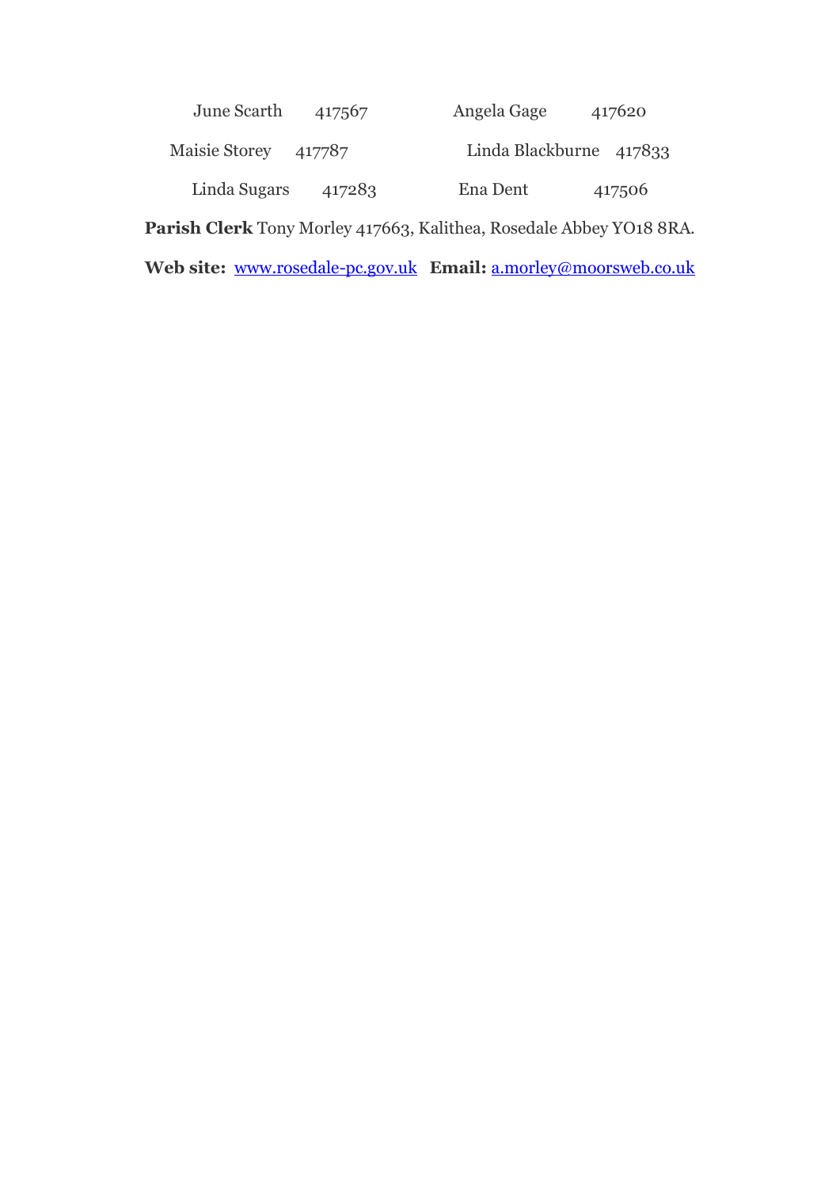| | | | |
|---|---|---|---|
| June Scarth | 417567 | Angela Gage | 417620 |
| Maisie Storey | 417787 | Linda Blackburne | 417833 |
| Linda Sugars | 417283 | Ena Dent | 417506 |

**Parish Clerk** Tony Morley 417663, Kalithea, Rosedale Abbey YO18 8RA.

**Web site:** www.rosedale-pc.gov.uk **Email:** a.morley@moorsweb.co.uk